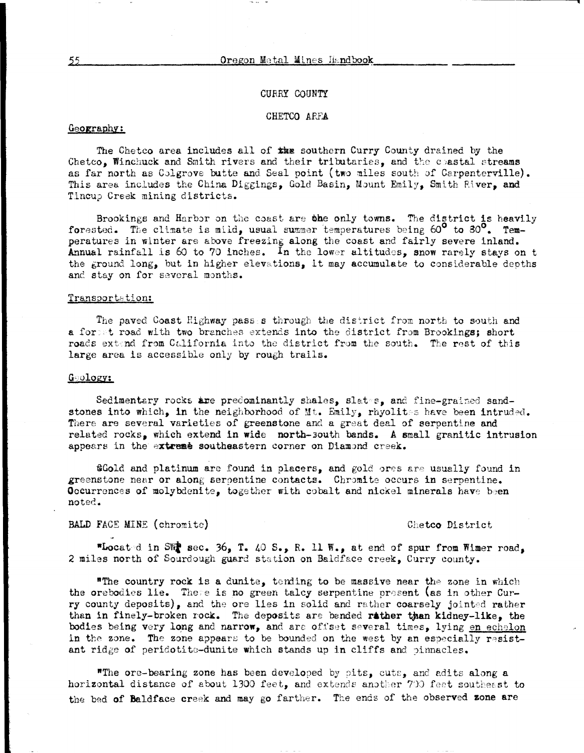## CURRY COUNTY

### CHETCO AREA

#### Geography:

The Chetco area includes all of the southern Curry County drained by the Chetco, Winchuck and Smith rivers and their tributaries, and the coastal streams as far north as Colgrove butte and Seal point (two miles south of Carpenterville). This area includes the China Diggings, Gold Basin, Mount Emily, Smith River, and Tincup Creek mining districts.

Brookings and Harbor on the coast are the only towns. The district is heavily forested. The climate is mild, usual summer temperatures being 60° to 80°. Temperatures in winter are above freezing along the coast and fairly severe inland. Annual rainfall is 60 to 70 inches. In the lower altitudes, snow rarely stays on the ground long, but in higher elevations, it may accumulate to considerable depths and stay on for several months.

#### Transportation:

The paved Coast Highway passes through the district from north to south and a forest road with two branches extends into the district from Brookings; short roads extend from California into the district from the south. The rest of this large area is accessible only by rough trails.

#### Geology:

Sedimentary rocks are predominantly shales, slates, and fine-grained sandstones into which, in the neighborhood of Mt. Emily, rhyolites have been intruded. There are several varieties of greenstone and a great deal of serpentine and related rocks, which extend in wide north-south bands. A small granitic intrusion appears in the extreme southeastern corner on Diamond creek.

Gold and platinum are found in placers, and gold ores are usually found in greenstone near or along serpentine contacts. Chromite occurs in serpentine. Occurrences of molybdenite, together with cobalt and nickel minerals have been noted.

BALD FACE MINE (chromite) — Chetco District

"Located in SW¼ sec. 36, T. 40 S., R. 11 W., at end of spur from Wimer road, 2 miles north of Sourdough guard station on Baldface creek, Curry county.

"The country rock is a dunite, tending to be massive near the zone in which the orebodies lie. There is no green talcy serpentine present (as in other Curry county deposits), and the ore lies in solid and rather coarsely jointed rather than in finely-broken rock. The deposits are banded rather than kidney-like, the bodies being very long and narrow, and are offset several times, lying en echelon in the zone. The zone appears to be bounded on the west by an especially resistant ridge of peridotite-dunite which stands up in cliffs and pinnacles.

"The ore-bearing zone has been developed by pits, cuts, and adits along a horizontal distance of about 1300 feet, and extends another 700 feet southeast to the bed of Baldface creek and may go farther. The ends of the observed zone are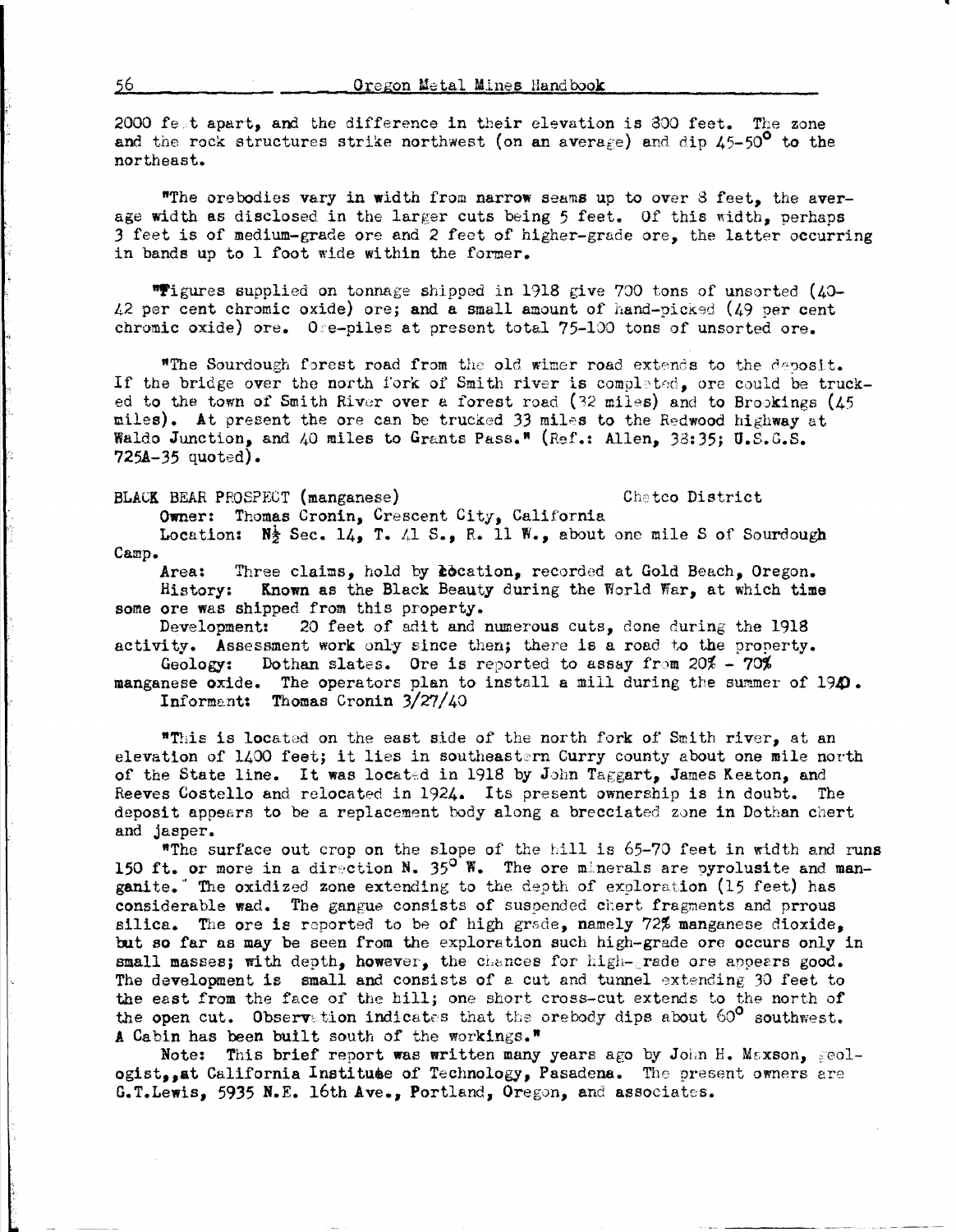2000 feet apart, and the difference in their elevation is 300 feet. The zone and the rock structures strike northwest (on an average) and dip 45-50° to the northeast.

"The orebodies vary in width from narrow seams up to over 8 feet, the average width as disclosed in the larger cuts being 5 feet. Of this width, perhaps 3 feet is of medium-grade ore and 2 feet of higher-grade ore, the latter occurring in bands up to 1 foot wide within the former.

"Figures supplied on tonnage shipped in 1918 give 700 tons of unsorted (40-42 per cent chromic oxide) ore; and a small amount of hand-picked (49 per cent chromic oxide) ore. Ore-piles at present total 75-100 tons of unsorted ore.

"The Sourdough forest road from the old wimer road extends to the deposit. If the bridge over the north fork of Smith river is completed, ore could be trucked to the town of Smith River over a forest road (32 miles) and to Brookings (45 miles). At present the ore can be trucked 33 miles to the Redwood highway at Waldo Junction, and 40 miles to Grants Pass." (Ref.: Allen, 38:35; U.S.G.S. 725A-35 quoted).

BLACK BEAR PROSPECT (manganese) Chetco District

Owner: Thomas Cronin, Crescent City, California

Location: N½ Sec. 14, T. 41 S., R. 11 W., about one mile S of Sourdough Camp.

Area: Three claims, hold by location, recorded at Gold Beach, Oregon.

History: Known as the Black Beauty during the World War, at which time some ore was shipped from this property.

Development: 20 feet of adit and numerous cuts, done during the 1918 activity. Assessment work only since then; there is a road to the property.

Geology: Dothan slates. Ore is reported to assay from 20% - 70% manganese oxide. The operators plan to install a mill during the summer of 1940.

Informant: Thomas Cronin 3/27/40

"This is located on the east side of the north fork of Smith river, at an elevation of 1400 feet; it lies in southeastern Curry county about one mile north of the State line. It was located in 1918 by John Taggart, James Keaton, and Reeves Costello and relocated in 1924. Its present ownership is in doubt. The deposit appears to be a replacement body along a brecciated zone in Dothan chert and jasper.

"The surface out crop on the slope of the hill is 65-70 feet in width and runs 150 ft. or more in a direction N. 35° W. The ore minerals are pyrolusite and manganite. The oxidized zone extending to the depth of exploration (15 feet) has considerable wad. The gangue consists of suspended chert fragments and prrous silica. The ore is reported to be of high grade, namely 72% manganese dioxide, but so far as may be seen from the exploration such high-grade ore occurs only in small masses; with depth, however, the chances for high-grade ore appears good. The development is small and consists of a cut and tunnel extending 30 feet to the east from the face of the hill; one short cross-cut extends to the north of the open cut. Observation indicates that the orebody dips about 60° southwest. A Cabin has been built south of the workings."

Note: This brief report was written many years ago by John H. Maxson, geologist,,at California Institute of Technology, Pasadena. The present owners are G.T.Lewis, 5935 N.E. 16th Ave., Portland, Oregon, and associates.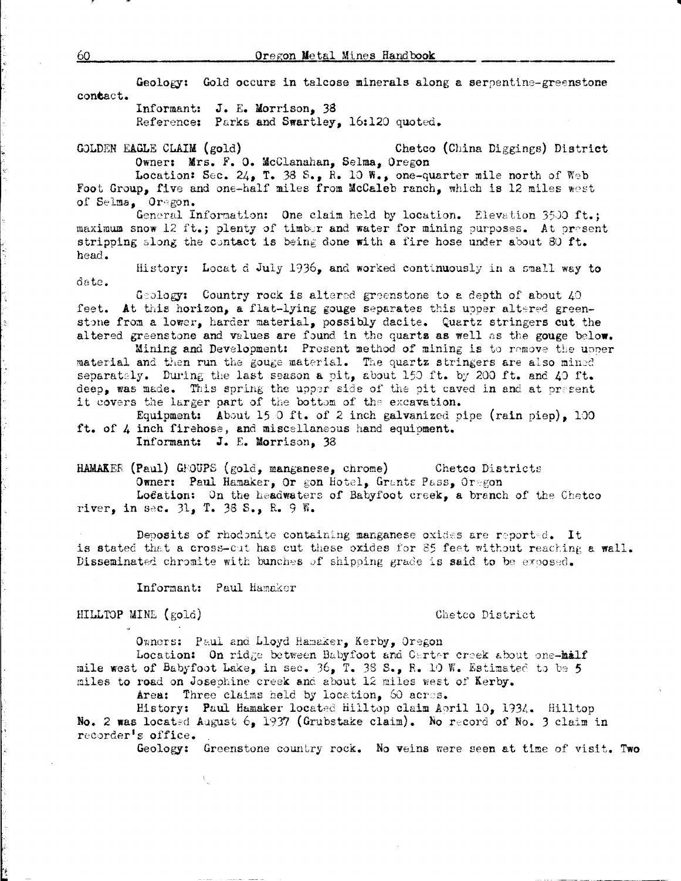Geology: Gold occurs in talcose minerals along a serpentine-greenstone contact.

Informant: J. E. Morrison, 38

Reference: Parks and Swartley, 16:120 quoted.

GOLDEN EAGLE CLAIM (gold) Chetco (China Diggings) District

Owner: Mrs. F. O. McClanahan, Selma, Oregon

Location: Sec. 24, T. 38 S., R. 10 W., one-quarter mile north of Web Foot Group, five and one-half miles from McCaleb ranch, which is 12 miles west of Selma, Oregon.

General Information: One claim held by location. Elevation 3500 ft.; maximum snow 12 ft.; plenty of timber and water for mining purposes. At present stripping along the contact is being done with a fire hose under about 80 ft. head.

History: Located July 1936, and worked continuously in a small way to date.

Geology: Country rock is altered greenstone to a depth of about 40 feet. At this horizon, a flat-lying gouge separates this upper altered greenstone from a lower, harder material, possibly dacite. Quartz stringers cut the altered greenstone and values are found in the quartz as well as the gouge below.

Mining and Development: Present method of mining is to remove the upper material and then run the gouge material. The quartz stringers are also mined separately. During the last season a pit, about 150 ft. by 200 ft. and 40 ft. deep, was made. This spring the upper side of the pit caved in and at present it covers the larger part of the bottom of the excavation.

Equipment: About 1500 ft. of 2 inch galvanized pipe (rain piep), 100 ft. of 4 inch firehose, and miscellaneous hand equipment.

Informant: J. E. Morrison, 38

HAMAKER (Paul) GROUPS (gold, manganese, chrome) Chetco Districts

Owner: Paul Hamaker, Oregon Hotel, Grants Pass, Oregon

Location: On the headwaters of Babyfoot creek, a branch of the Chetco river, in sec. 31, T. 38 S., R. 9 W.

Deposits of rhodonite containing manganese oxides are reported. It is stated that a cross-cut has cut these oxides for 85 feet without reaching a wall. Disseminated chromite with bunches of shipping grade is said to be exposed.

Informant: Paul Hamaker

HILLTOP MINE (gold) Chetco District

Owners: Paul and Lloyd Hamaker, Kerby, Oregon

Location: On ridge between Babyfoot and Carter creek about one-half mile west of Babyfoot Lake, in sec. 36, T. 38 S., R. 10 W. Estimated to be 5 miles to road on Josephine creek and about 12 miles west of Kerby.

Area: Three claims held by location, 60 acres.

History: Paul Hamaker located Hilltop claim April 10, 1934. Hilltop No. 2 was located August 6, 1937 (Grubstake claim). No record of No. 3 claim in recorder's office.

Geology: Greenstone country rock. No veins were seen at time of visit. Two